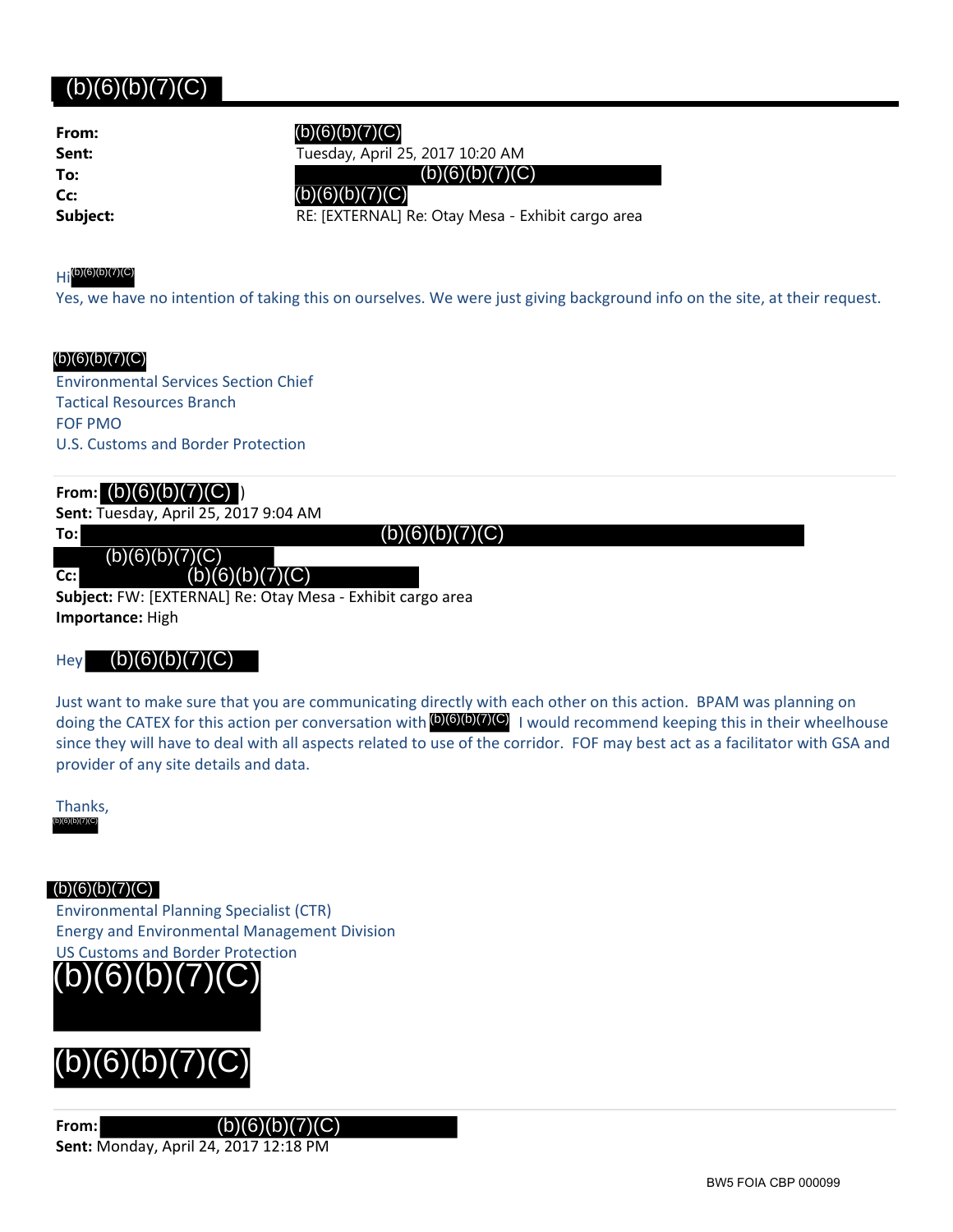(b)(6)(b)(7)(C)

**From:** (b)(6)(b)(7)(C)
**Sent:** Tuesday, April 25, 2017 10:20 AM
**To:** (b)(6)(b)(7)(C)
**Cc:** (b)(6)(b)(7)(C)
**Subject:** RE: [EXTERNAL] Re: Otay Mesa - Exhibit cargo area

Hi (b)(6)(b)(7)(C)

Yes, we have no intention of taking this on ourselves. We were just giving background info on the site, at their request.

(b)(6)(b)(7)(C)
Environmental Services Section Chief
Tactical Resources Branch
FOF PMO
U.S. Customs and Border Protection

**From:** (b)(6)(b)(7)(C) )
**Sent:** Tuesday, April 25, 2017 9:04 AM
**To:** (b)(6)(b)(7)(C)
(b)(6)(b)(7)(C)
**Cc:** (b)(6)(b)(7)(C)
**Subject:** FW: [EXTERNAL] Re: Otay Mesa - Exhibit cargo area
**Importance:** High

Hey (b)(6)(b)(7)(C)

Just want to make sure that you are communicating directly with each other on this action. BPAM was planning on doing the CATEX for this action per conversation with (b)(6)(b)(7)(C) I would recommend keeping this in their wheelhouse since they will have to deal with all aspects related to use of the corridor. FOF may best act as a facilitator with GSA and provider of any site details and data.

Thanks,
(b)(6)(b)(7)(C)

(b)(6)(b)(7)(C)
Environmental Planning Specialist (CTR)
Energy and Environmental Management Division
US Customs and Border Protection
(b)(6)(b)(7)(C)

(b)(6)(b)(7)(C)

**From:** (b)(6)(b)(7)(C)
**Sent:** Monday, April 24, 2017 12:18 PM

BW5 FOIA CBP 000099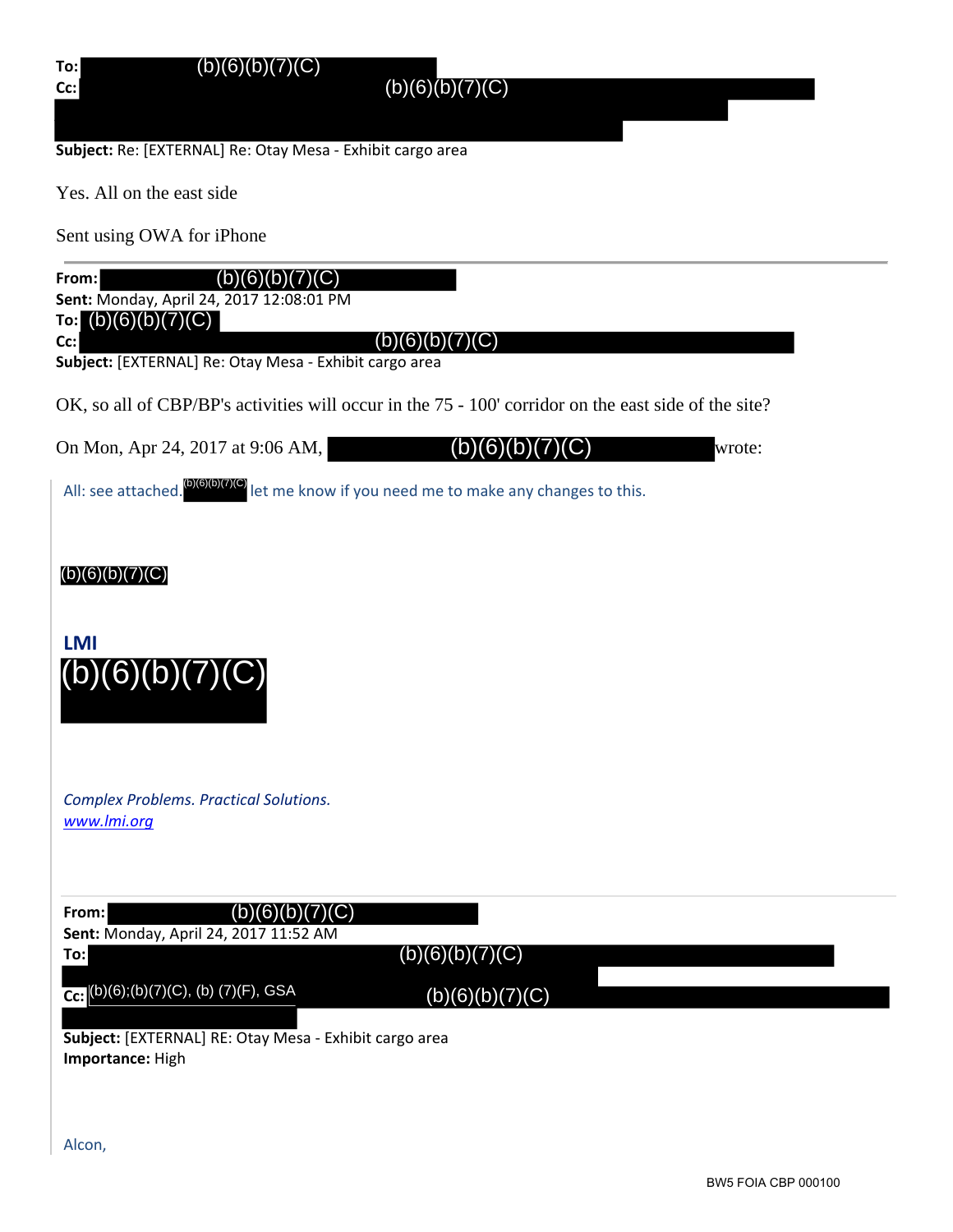**To:** (b)(6)(b)(7)(C)
**Cc:** (b)(6)(b)(7)(C)

**Subject:** Re: [EXTERNAL] Re: Otay Mesa - Exhibit cargo area

Yes. All on the east side

Sent using OWA for iPhone

---

**From:** (b)(6)(b)(7)(C)
**Sent:** Monday, April 24, 2017 12:08:01 PM
**To:** (b)(6)(b)(7)(C)
**Cc:** (b)(6)(b)(7)(C)
**Subject:** [EXTERNAL] Re: Otay Mesa - Exhibit cargo area

OK, so all of CBP/BP's activities will occur in the 75 - 100' corridor on the east side of the site?

On Mon, Apr 24, 2017 at 9:06 AM, (b)(6)(b)(7)(C) wrote:

> All: see attached. (b)(6)(b)(7)(C) let me know if you need me to make any changes to this.
>
> (b)(6)(b)(7)(C)
>
> **LMI**
> (b)(6)(b)(7)(C)
>
> *Complex Problems. Practical Solutions.*
> *www.lmi.org*
>
> ---
>
> **From:** (b)(6)(b)(7)(C)
> **Sent:** Monday, April 24, 2017 11:52 AM
> **To:** (b)(6)(b)(7)(C)
> **Cc:** (b)(6);(b)(7)(C), (b) (7)(F), GSA (b)(6)(b)(7)(C)
> **Subject:** [EXTERNAL] RE: Otay Mesa - Exhibit cargo area
> **Importance:** High
>
> Alcon,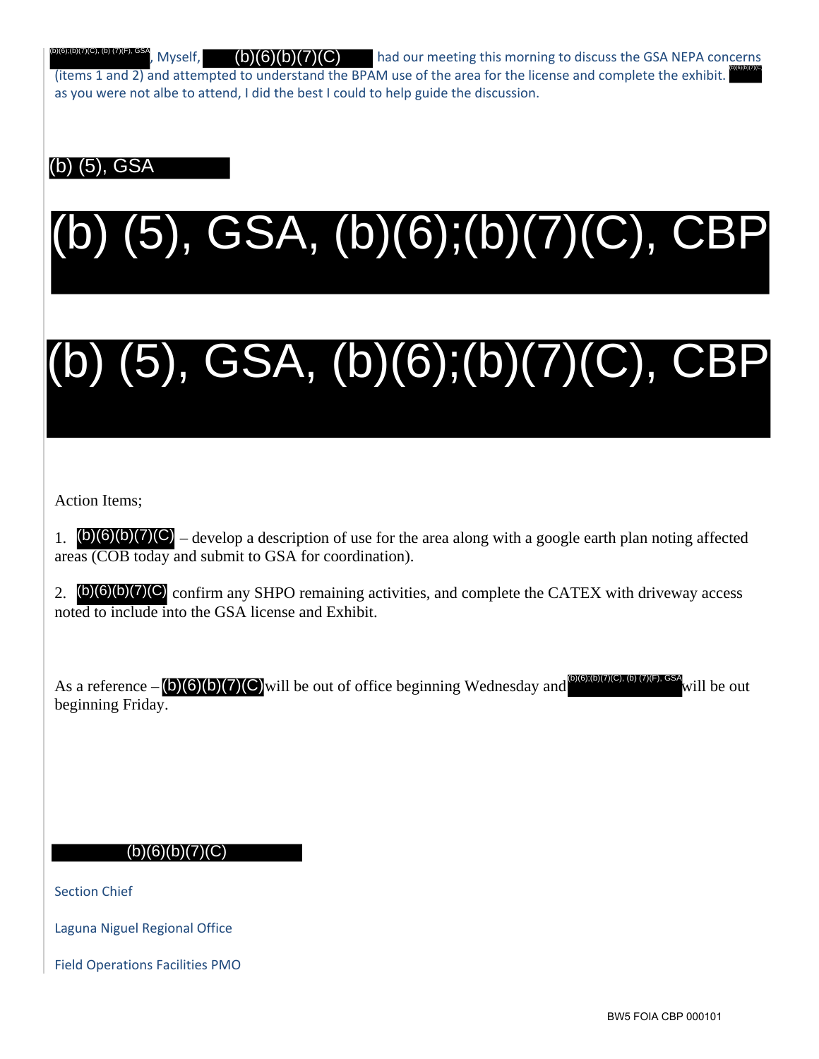(b)(6);(b)(7)(C), (b) (7)(F), GSA, Myself, (b)(6)(b)(7)(C) had our meeting this morning to discuss the GSA NEPA concerns (items 1 and 2) and attempted to understand the BPAM use of the area for the license and complete the exhibit. (b)(6)(b)(7)(C) as you were not albe to attend, I did the best I could to help guide the discussion.

(b) (5), GSA

(b) (5), GSA, (b)(6);(b)(7)(C), CBP

(b) (5), GSA, (b)(6);(b)(7)(C), CBP

Action Items;

1. (b)(6)(b)(7)(C) – develop a description of use for the area along with a google earth plan noting affected areas (COB today and submit to GSA for coordination).

2. (b)(6)(b)(7)(C) confirm any SHPO remaining activities, and complete the CATEX with driveway access noted to include into the GSA license and Exhibit.

As a reference – (b)(6)(b)(7)(C) will be out of office beginning Wednesday and (b)(6);(b)(7)(C), (b) (7)(F), GSA will be out beginning Friday.

(b)(6)(b)(7)(C)

Section Chief

Laguna Niguel Regional Office

Field Operations Facilities PMO

BW5 FOIA CBP 000101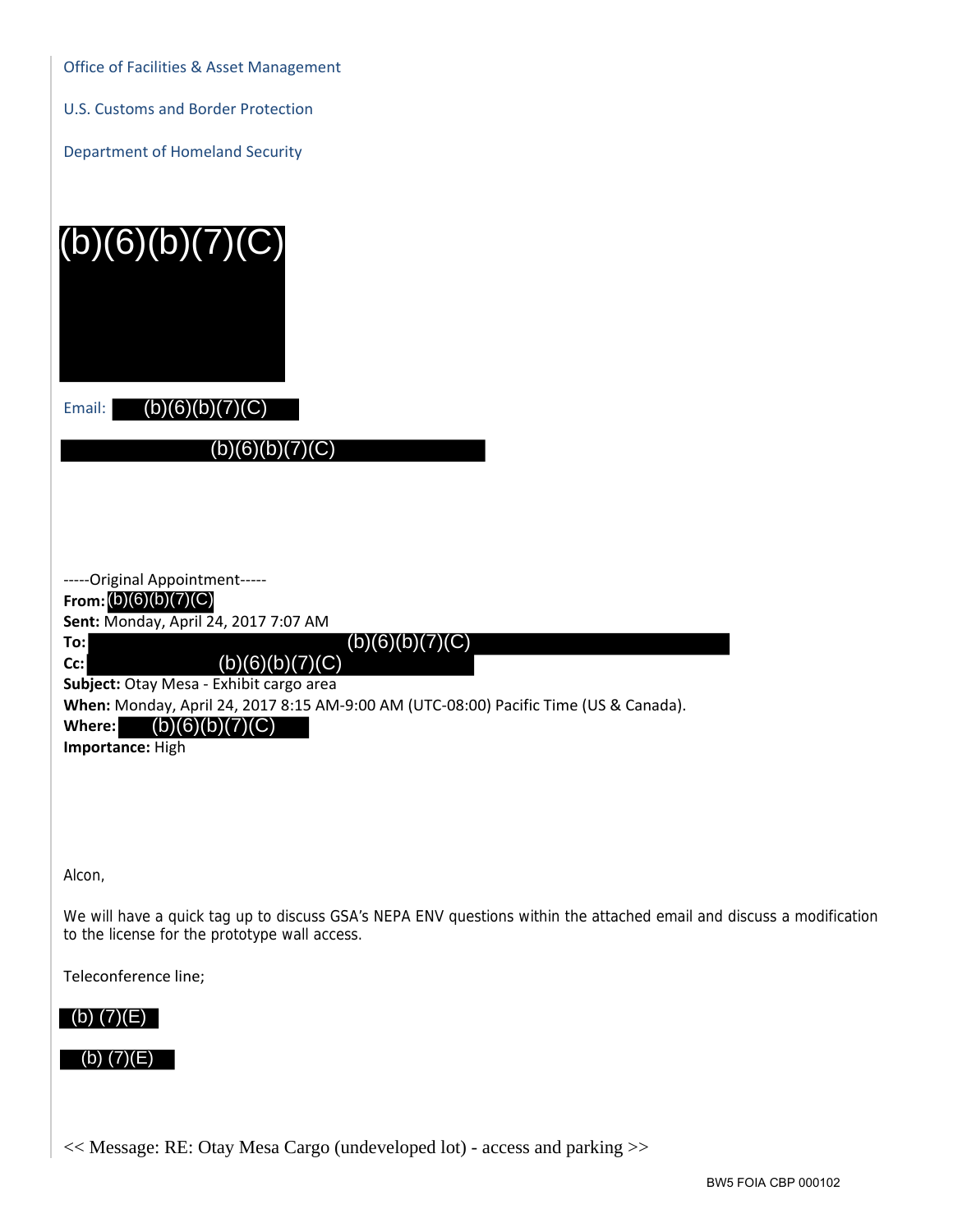Office of Facilities & Asset Management

U.S. Customs and Border Protection

Department of Homeland Security

(b)(6)(b)(7)(C)

Email: (b)(6)(b)(7)(C)

(b)(6)(b)(7)(C)

-----Original Appointment-----
**From:** (b)(6)(b)(7)(C)
**Sent:** Monday, April 24, 2017 7:07 AM
**To:** (b)(6)(b)(7)(C)
**Cc:** (b)(6)(b)(7)(C)
**Subject:** Otay Mesa - Exhibit cargo area
**When:** Monday, April 24, 2017 8:15 AM-9:00 AM (UTC-08:00) Pacific Time (US & Canada).
**Where:** (b)(6)(b)(7)(C)
**Importance:** High

Alcon,

We will have a quick tag up to discuss GSA's NEPA ENV questions within the attached email and discuss a modification to the license for the prototype wall access.

Teleconference line;

(b) (7)(E)

(b) (7)(E)

<< Message: RE: Otay Mesa Cargo (undeveloped lot) - access and parking >>

BW5 FOIA CBP 000102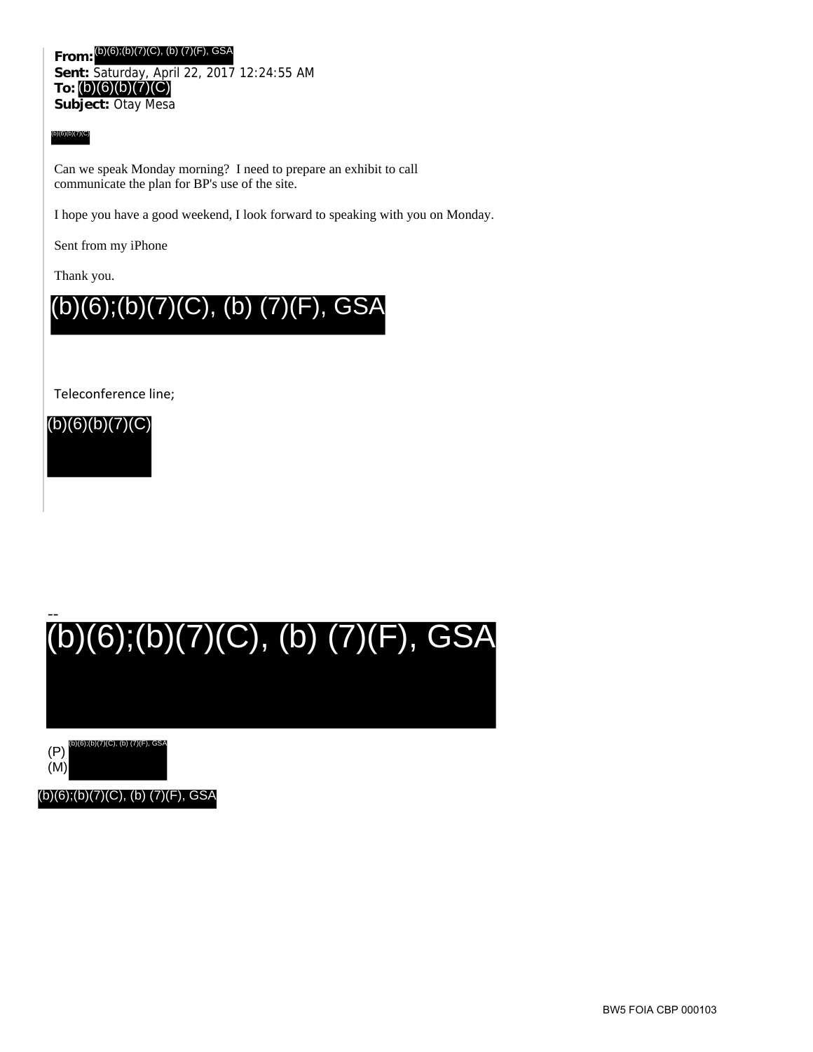**From:** (b)(6);(b)(7)(C), (b) (7)(F), GSA
**Sent:** Saturday, April 22, 2017 12:24:55 AM
**To:** (b)(6)(b)(7)(C)
**Subject:** Otay Mesa

(b)(6)(b)(7)(C)

Can we speak Monday morning? I need to prepare an exhibit to call communicate the plan for BP's use of the site.

I hope you have a good weekend, I look forward to speaking with you on Monday.

Sent from my iPhone

Thank you.

(b)(6);(b)(7)(C), (b) (7)(F), GSA

Teleconference line;

(b)(6)(b)(7)(C)

--
(b)(6);(b)(7)(C), (b) (7)(F), GSA

(P) (b)(6);(b)(7)(C), (b) (7)(F), GSA
(M)

(b)(6);(b)(7)(C), (b) (7)(F), GSA

BW5 FOIA CBP 000103